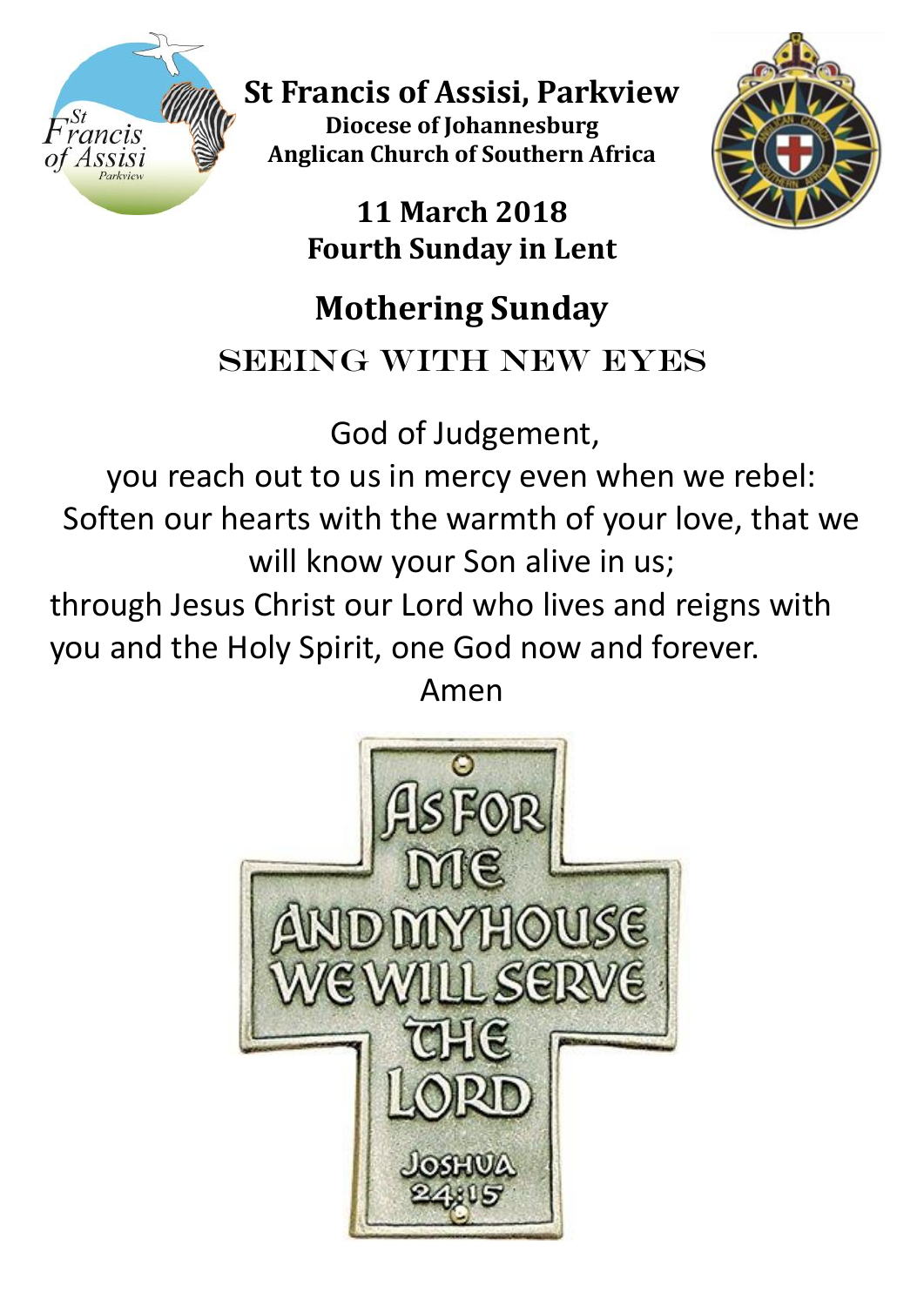# St Francis of Assisi, Parkview

**Diocese of Johannesburg**
**Anglican Church of Southern Africa**

**11 March 2018**
**Fourth Sunday in Lent**

## Mothering Sunday

### SEEING WITH NEW EYES

God of Judgement,
you reach out to us in mercy even when we rebel:
Soften our hearts with the warmth of your love, that we will know your Son alive in us;
through Jesus Christ our Lord who lives and reigns with you and the Holy Spirit, one God now and forever.
Amen

AS FOR ME AND MY HOUSE WE WILL SERVE THE LORD
JOSHUA 24:15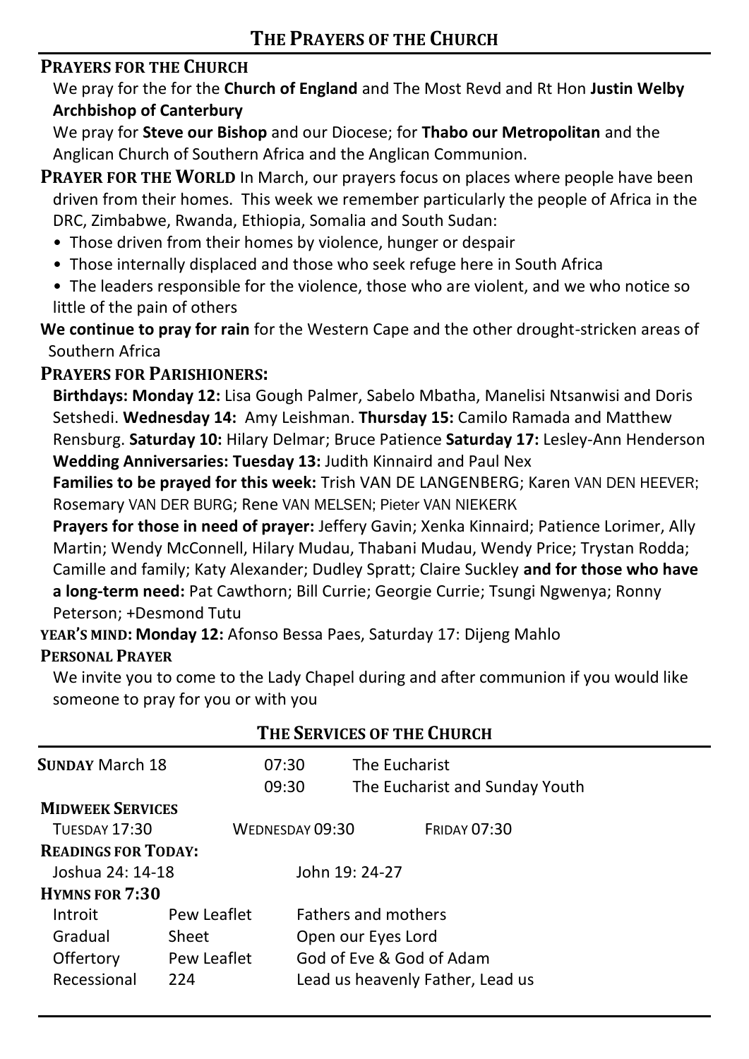# THE PRAYERS OF THE CHURCH

**PRAYERS FOR THE CHURCH**

We pray for the for the **Church of England** and The Most Revd and Rt Hon **Justin Welby Archbishop of Canterbury**

We pray for **Steve our Bishop** and our Diocese; for **Thabo our Metropolitan** and the Anglican Church of Southern Africa and the Anglican Communion.

**PRAYER FOR THE WORLD** In March, our prayers focus on places where people have been driven from their homes. This week we remember particularly the people of Africa in the DRC, Zimbabwe, Rwanda, Ethiopia, Somalia and South Sudan:

- Those driven from their homes by violence, hunger or despair
- Those internally displaced and those who seek refuge here in South Africa
- The leaders responsible for the violence, those who are violent, and we who notice so little of the pain of others

**We continue to pray for rain** for the Western Cape and the other drought-stricken areas of Southern Africa

**PRAYERS FOR PARISHIONERS:**

**Birthdays: Monday 12:** Lisa Gough Palmer, Sabelo Mbatha, Manelisi Ntsanwisi and Doris Setshedi. **Wednesday 14:** Amy Leishman. **Thursday 15:** Camilo Ramada and Matthew Rensburg. **Saturday 10:** Hilary Delmar; Bruce Patience **Saturday 17:** Lesley-Ann Henderson
**Wedding Anniversaries: Tuesday 13:** Judith Kinnaird and Paul Nex

**Families to be prayed for this week:** Trish VAN DE LANGENBERG; Karen VAN DEN HEEVER; Rosemary VAN DER BURG; Rene VAN MELSEN; Pieter VAN NIEKERK

**Prayers for those in need of prayer:** Jeffery Gavin; Xenka Kinnaird; Patience Lorimer, Ally Martin; Wendy McConnell, Hilary Mudau, Thabani Mudau, Wendy Price; Trystan Rodda; Camille and family; Katy Alexander; Dudley Spratt; Claire Suckley **and for those who have a long-term need:** Pat Cawthorn; Bill Currie; Georgie Currie; Tsungi Ngwenya; Ronny Peterson; +Desmond Tutu

**YEAR'S MIND: Monday 12:** Afonso Bessa Paes, Saturday 17: Dijeng Mahlo

**PERSONAL PRAYER**

We invite you to come to the Lady Chapel during and after communion if you would like someone to pray for you or with you

# THE SERVICES OF THE CHURCH

**SUNDAY** March 18 — 07:30 The Eucharist; 09:30 The Eucharist and Sunday Youth

**MIDWEEK SERVICES**

TUESDAY 17:30 — WEDNESDAY 09:30 — FRIDAY 07:30

**READINGS FOR TODAY:**

Joshua 24: 14-18 — John 19: 24-27

**HYMNS FOR 7:30**

| | | |
|---|---|---|
| Introit | Pew Leaflet | Fathers and mothers |
| Gradual | Sheet | Open our Eyes Lord |
| Offertory | Pew Leaflet | God of Eve & God of Adam |
| Recessional | 224 | Lead us heavenly Father, Lead us |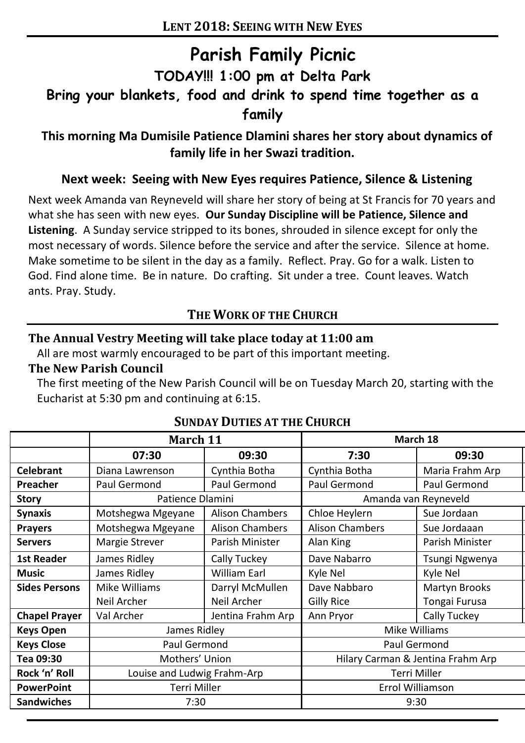**LENT 2018: SEEING WITH NEW EYES**

# Parish Family Picnic

## TODAY!!! 1:00 pm at Delta Park

### Bring your blankets, food and drink to spend time together as a family

**This morning Ma Dumisile Patience Dlamini shares her story about dynamics of family life in her Swazi tradition.**

### Next week: Seeing with New Eyes requires Patience, Silence & Listening

Next week Amanda van Reyneveld will share her story of being at St Francis for 70 years and what she has seen with new eyes. **Our Sunday Discipline will be Patience, Silence and Listening**. A Sunday service stripped to its bones, shrouded in silence except for only the most necessary of words. Silence before the service and after the service. Silence at home. Make sometime to be silent in the day as a family. Reflect. Pray. Go for a walk. Listen to God. Find alone time. Be in nature. Do crafting. Sit under a tree. Count leaves. Watch ants. Pray. Study.

## THE WORK OF THE CHURCH

**The Annual Vestry Meeting will take place today at 11:00 am**

All are most warmly encouraged to be part of this important meeting.

**The New Parish Council**

The first meeting of the New Parish Council will be on Tuesday March 20, starting with the Eucharist at 5:30 pm and continuing at 6:15.

## SUNDAY DUTIES AT THE CHURCH

| | March 11 | | March 18 | |
|---|---|---|---|---|
| | 07:30 | 09:30 | 7:30 | 09:30 |
| **Celebrant** | Diana Lawrenson | Cynthia Botha | Cynthia Botha | Maria Frahm Arp |
| **Preacher** | Paul Germond | Paul Germond | Paul Germond | Paul Germond |
| **Story** | Patience Dlamini | | Amanda van Reyneveld | |
| **Synaxis** | Motshegwa Mgeyane | Alison Chambers | Chloe Heylern | Sue Jordaan |
| **Prayers** | Motshegwa Mgeyane | Alison Chambers | Alison Chambers | Sue Jordaaan |
| **Servers** | Margie Strever | Parish Minister | Alan King | Parish Minister |
| **1st Reader** | James Ridley | Cally Tuckey | Dave Nabarro | Tsungi Ngwenya |
| **Music** | James Ridley | William Earl | Kyle Nel | Kyle Nel |
| **Sides Persons** | Mike Williams<br>Neil Archer | Darryl McMullen<br>Neil Archer | Dave Nabbaro<br>Gilly Rice | Martyn Brooks<br>Tongai Furusa |
| **Chapel Prayer** | Val Archer | Jentina Frahm Arp | Ann Pryor | Cally Tuckey |
| **Keys Open** | James Ridley | | Mike Williams | |
| **Keys Close** | Paul Germond | | Paul Germond | |
| **Tea 09:30** | Mothers' Union | | Hilary Carman & Jentina Frahm Arp | |
| **Rock 'n' Roll** | Louise and Ludwig Frahm-Arp | | Terri Miller | |
| **PowerPoint** | Terri Miller | | Errol Williamson | |
| **Sandwiches** | 7:30 | | 9:30 | |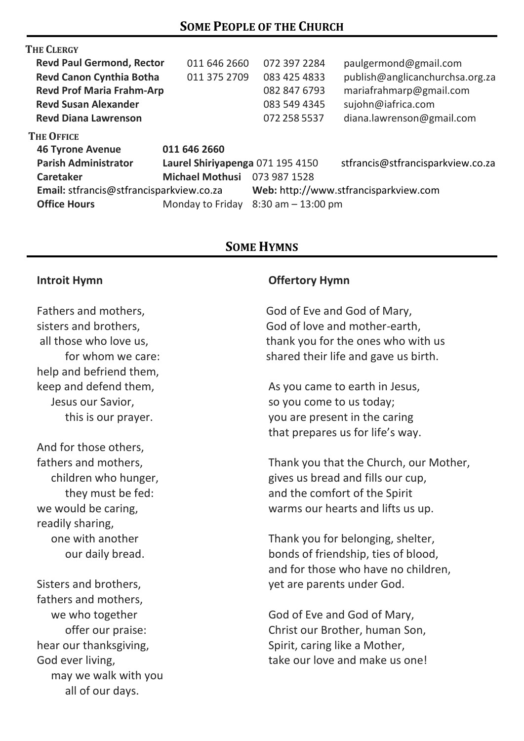## SOME PEOPLE OF THE CHURCH

**THE CLERGY**

| | | | |
|---|---|---|---|
| **Revd Paul Germond, Rector** | 011 646 2660 | 072 397 2284 | paulgermond@gmail.com |
| **Revd Canon Cynthia Botha** | 011 375 2709 | 083 425 4833 | publish@anglicanchurchsa.org.za |
| **Revd Prof Maria Frahm-Arp** | | 082 847 6793 | mariafrahmarp@gmail.com |
| **Revd Susan Alexander** | | 083 549 4345 | sujohn@iafrica.com |
| **Revd Diana Lawrenson** | | 072 258 5537 | diana.lawrenson@gmail.com |

**THE OFFICE**

| | | | |
|---|---|---|---|
| **46 Tyrone Avenue** | **011 646 2660** | | |
| **Parish Administrator** | **Laurel Shiriyapenga** 071 195 4150 | | stfrancis@stfrancisparkview.co.za |
| **Caretaker** | **Michael Mothusi** | 073 987 1528 | |
| **Email:** stfrancis@stfrancisparkview.co.za | | **Web:** http://www.stfrancisparkview.com | |
| **Office Hours** | Monday to Friday | 8:30 am – 13:00 pm | |

## SOME HYMNS

**Introit Hymn**

Fathers and mothers,
sisters and brothers,
all those who love us,
for whom we care:
help and befriend them,
keep and defend them,
Jesus our Savior,
this is our prayer.

And for those others,
fathers and mothers,
children who hunger,
they must be fed:
we would be caring,
readily sharing,
one with another
our daily bread.

Sisters and brothers,
fathers and mothers,
we who together
offer our praise:
hear our thanksgiving,
God ever living,
may we walk with you
all of our days.

**Offertory Hymn**

God of Eve and God of Mary,
God of love and mother-earth,
thank you for the ones who with us
shared their life and gave us birth.

As you came to earth in Jesus,
so you come to us today;
you are present in the caring
that prepares us for life's way.

Thank you that the Church, our Mother,
gives us bread and fills our cup,
and the comfort of the Spirit
warms our hearts and lifts us up.

Thank you for belonging, shelter,
bonds of friendship, ties of blood,
and for those who have no children,
yet are parents under God.

God of Eve and God of Mary,
Christ our Brother, human Son,
Spirit, caring like a Mother,
take our love and make us one!